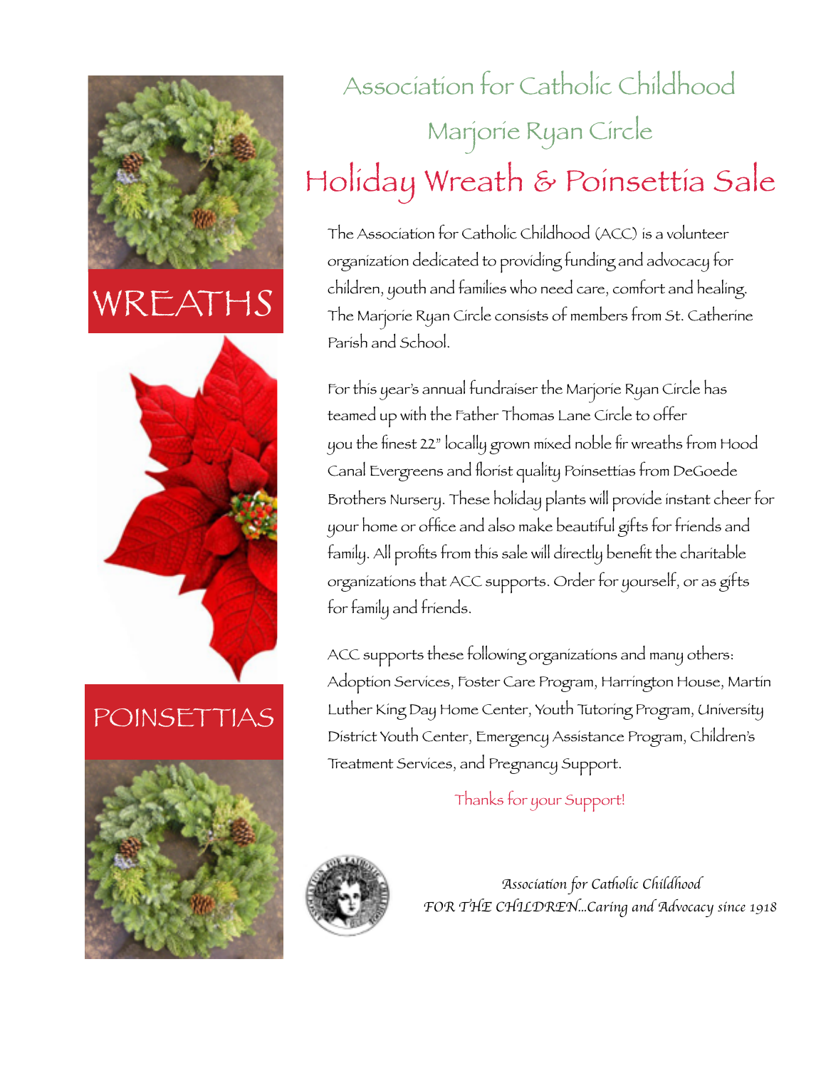WREATHS

POINSETTIAS

# Association for Catholic Childhood

## Marjorie Ryan Circle

# Holiday Wreath & Poinsettia Sale

The Association for Catholic Childhood (ACC) is a volunteer organization dedicated to providing funding and advocacy for children, youth and families who need care, comfort and healing. The Marjorie Ryan Circle consists of members from St. Catherine Parish and School.

For this year's annual fundraiser the Marjorie Ryan Circle has teamed up with the Father Thomas Lane Circle to offer you the finest 22" locally grown mixed noble fir wreaths from Hood Canal Evergreens and florist quality Poinsettias from DeGoede Brothers Nursery. These holiday plants will provide instant cheer for your home or office and also make beautiful gifts for friends and family. All profits from this sale will directly benefit the charitable organizations that ACC supports. Order for yourself, or as gifts for family and friends.

ACC supports these following organizations and many others: Adoption Services, Foster Care Program, Harrington House, Martin Luther King Day Home Center, Youth Tutoring Program, University District Youth Center, Emergency Assistance Program, Children's Treatment Services, and Pregnancy Support.

Thanks for your Support!

*Association for Catholic Childhood*
*FOR THE CHILDREN...Caring and Advocacy since 1918*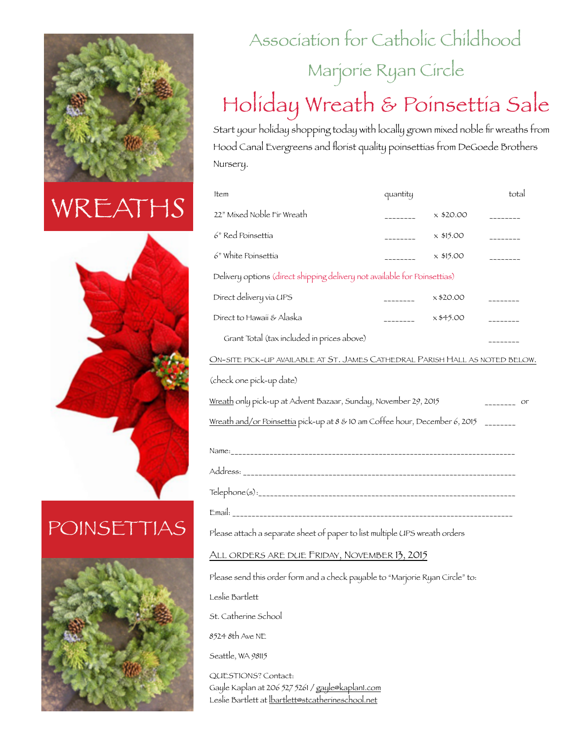WREATHS

POINSETTIAS

# Association for Catholic Childhood

## Marjorie Ryan Circle

# Holiday Wreath & Poinsettia Sale

Start your holiday shopping today with locally grown mixed noble fir wreaths from Hood Canal Evergreens and florist quality poinsettias from DeGoede Brothers Nursery.

| Item | quantity | | total |
|---|---|---|---|
| 22" Mixed Noble Fir Wreath | ________ | x $20.00 | ________ |
| 6" Red Poinsettia | ________ | x $15.00 | ________ |
| 6" White Poinsettia | ________ | x $15.00 | ________ |
| Delivery options (direct shipping delivery not available for Poinsettias) | | | |
| Direct delivery via UPS | ________ | x $20.00 | ________ |
| Direct to Hawaii & Alaska | ________ | x $45.00 | ________ |
| Grant Total (tax included in prices above) | | | ________ |

ON-SITE PICK-UP AVAILABLE AT ST. JAMES CATHEDRAL PARISH HALL AS NOTED BELOW.

(check one pick-up date)

Wreath only pick-up at Advent Bazaar, Sunday, November 29, 2015 ________ or

Wreath and/or Poinsettia pick-up at 8 & 10 am Coffee hour, December 6, 2015 ________

Name:______________________________________________________________________

Address: ____________________________________________________________________

Telephone(s):_________________________________________________________________

Email: ______________________________________________________________________

Please attach a separate sheet of paper to list multiple UPS wreath orders

ALL ORDERS ARE DUE FRIDAY, NOVEMBER 13, 2015

Please send this order form and a check payable to "Marjorie Ryan Circle" to:

Leslie Bartlett

St. Catherine School

8524 8th Ave NE

Seattle, WA 98115

QUESTIONS? Contact:
Gayle Kaplan at 206 527 5261 / gayle@kaplan1.com
Leslie Bartlett at lbartlett@stcatherineschool.net